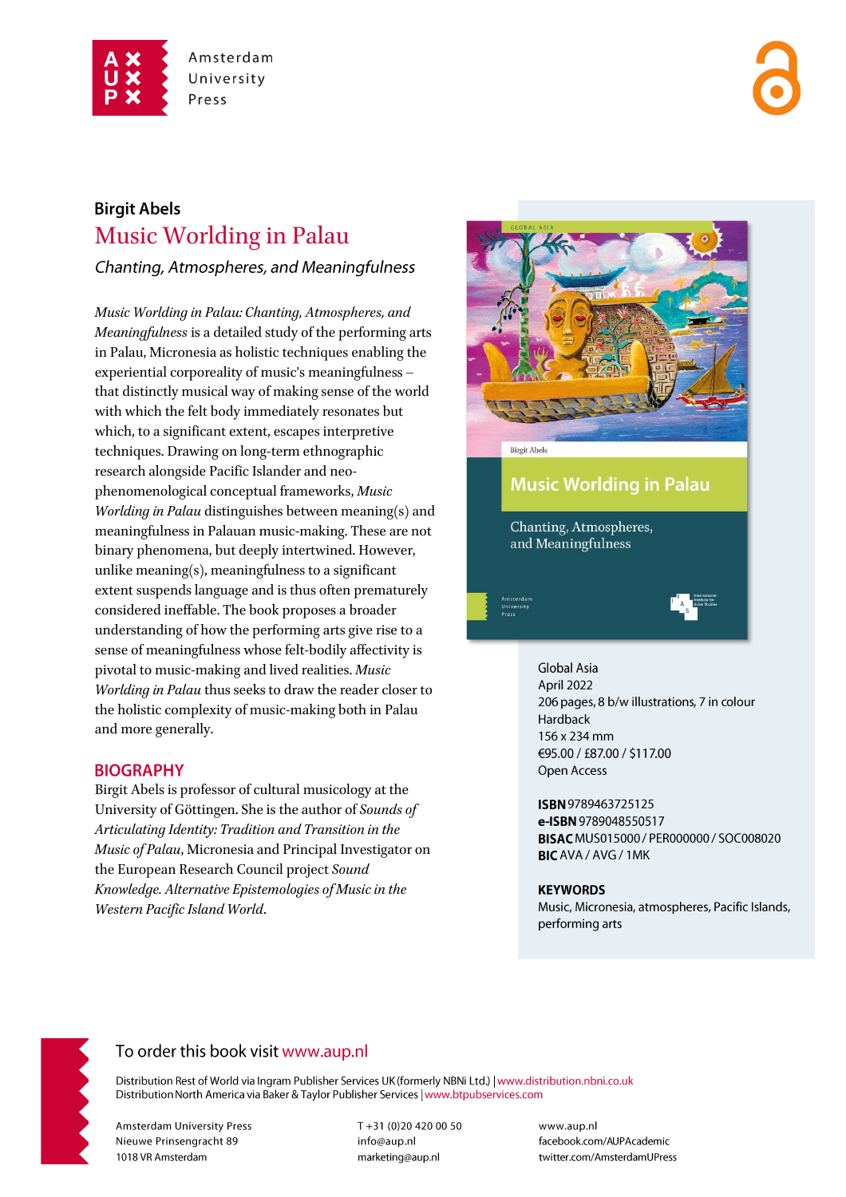Amsterdam University Press

**Birgit Abels**

# Music Worlding in Palau

*Chanting, Atmospheres, and Meaningfulness*

*Music Worlding in Palau: Chanting, Atmospheres, and Meaningfulness* is a detailed study of the performing arts in Palau, Micronesia as holistic techniques enabling the experiential corporeality of music's meaningfulness – that distinctly musical way of making sense of the world with which the felt body immediately resonates but which, to a significant extent, escapes interpretive techniques. Drawing on long-term ethnographic research alongside Pacific Islander and neo-phenomenological conceptual frameworks, *Music Worlding in Palau* distinguishes between meaning(s) and meaningfulness in Palauan music-making. These are not binary phenomena, but deeply intertwined. However, unlike meaning(s), meaningfulness to a significant extent suspends language and is thus often prematurely considered ineffable. The book proposes a broader understanding of how the performing arts give rise to a sense of meaningfulness whose felt-bodily affectivity is pivotal to music-making and lived realities. *Music Worlding in Palau* thus seeks to draw the reader closer to the holistic complexity of music-making both in Palau and more generally.

## BIOGRAPHY

Birgit Abels is professor of cultural musicology at the University of Göttingen. She is the author of *Sounds of Articulating Identity: Tradition and Transition in the Music of Palau*, Micronesia and Principal Investigator on the European Research Council project *Sound Knowledge. Alternative Epistemologies of Music in the Western Pacific Island World*.

Global Asia
April 2022
206 pages, 8 b/w illustrations, 7 in colour
Hardback
156 x 234 mm
€95.00 / £87.00 / $117.00
Open Access

**ISBN** 9789463725125
**e-ISBN** 9789048550517
**BISAC** MUS015000 / PER000000 / SOC008020
**BIC** AVA / AVG / 1MK

**KEYWORDS**
Music, Micronesia, atmospheres, Pacific Islands, performing arts

To order this book visit www.aup.nl

Distribution Rest of World via Ingram Publisher Services UK (formerly NBNi Ltd.) | www.distribution.nbni.co.uk
Distribution North America via Baker & Taylor Publisher Services | www.btpubservices.com

Amsterdam University Press
Nieuwe Prinsengracht 89
1018 VR Amsterdam

T +31 (0)20 420 00 50
info@aup.nl
marketing@aup.nl

www.aup.nl
facebook.com/AUPAcademic
twitter.com/AmsterdamUPress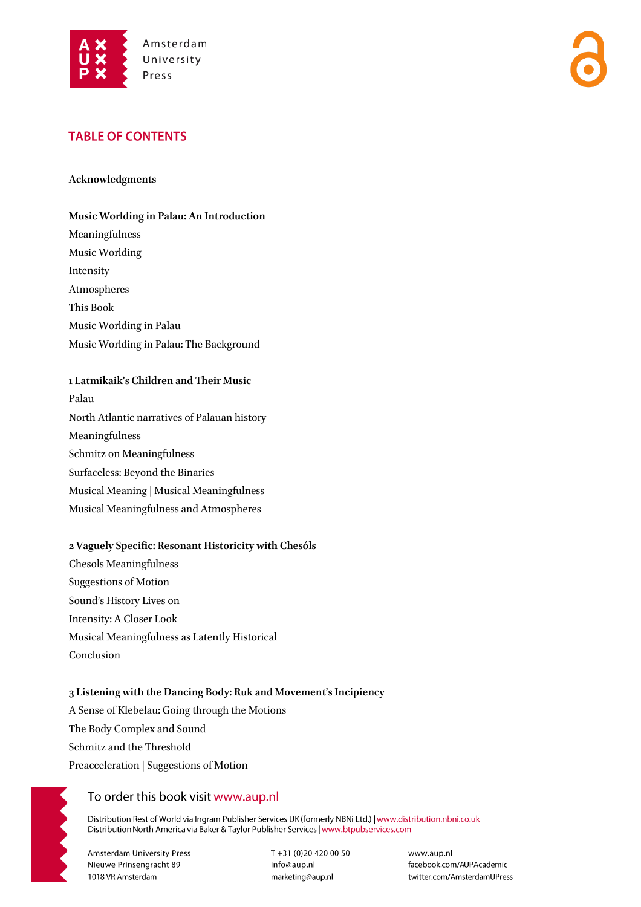## TABLE OF CONTENTS

**Acknowledgments**

**Music Worlding in Palau: An Introduction**

Meaningfulness
Music Worlding
Intensity
Atmospheres
This Book
Music Worlding in Palau
Music Worlding in Palau: The Background

**1 Latmikaik's Children and Their Music**

Palau
North Atlantic narratives of Palauan history
Meaningfulness
Schmitz on Meaningfulness
Surfaceless: Beyond the Binaries
Musical Meaning | Musical Meaningfulness
Musical Meaningfulness and Atmospheres

**2 Vaguely Specific: Resonant Historicity with Chesóls**

Chesols Meaningfulness
Suggestions of Motion
Sound's History Lives on
Intensity: A Closer Look
Musical Meaningfulness as Latently Historical
Conclusion

**3 Listening with the Dancing Body: Ruk and Movement's Incipiency**

A Sense of Klebelau: Going through the Motions
The Body Complex and Sound
Schmitz and the Threshold
Preacceleration | Suggestions of Motion

To order this book visit www.aup.nl

Distribution Rest of World via Ingram Publisher Services UK (formerly NBNi Ltd.) | www.distribution.nbni.co.uk
Distribution North America via Baker & Taylor Publisher Services | www.btpubservices.com

Amsterdam University Press
Nieuwe Prinsengracht 89
1018 VR Amsterdam

T +31 (0)20 420 00 50
info@aup.nl
marketing@aup.nl

www.aup.nl
facebook.com/AUPAcademic
twitter.com/AmsterdamUPress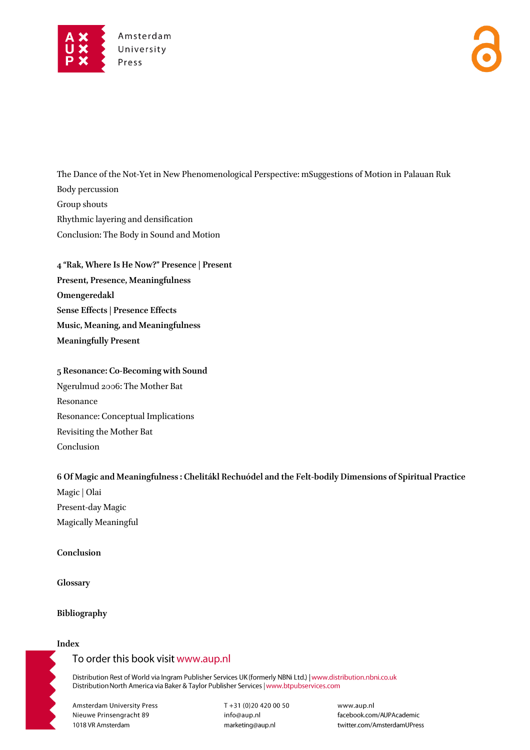The Dance of the Not-Yet in New Phenomenological Perspective: mSuggestions of Motion in Palauan Ruk

Body percussion

Group shouts

Rhythmic layering and densification

Conclusion: The Body in Sound and Motion

**4 "Rak, Where Is He Now?" Presence | Present**

**Present, Presence, Meaningfulness**

**Omengeredakl**

**Sense Effects | Presence Effects**

**Music, Meaning, and Meaningfulness**

**Meaningfully Present**

**5 Resonance: Co-Becoming with Sound**

Ngerulmud 2006: The Mother Bat

Resonance

Resonance: Conceptual Implications

Revisiting the Mother Bat

Conclusion

**6 Of Magic and Meaningfulness : Chelitákl Rechuódel and the Felt-bodily Dimensions of Spiritual Practice**

Magic | Olai

Present-day Magic

Magically Meaningful

**Conclusion**

**Glossary**

**Bibliography**

**Index**

To order this book visit www.aup.nl

Distribution Rest of World via Ingram Publisher Services UK (formerly NBNi Ltd.) | www.distribution.nbni.co.uk
Distribution North America via Baker & Taylor Publisher Services | www.btpubservices.com

Amsterdam University Press
Nieuwe Prinsengracht 89
1018 VR Amsterdam

T +31 (0)20 420 00 50
info@aup.nl
marketing@aup.nl

www.aup.nl
facebook.com/AUPAcademic
twitter.com/AmsterdamUPress